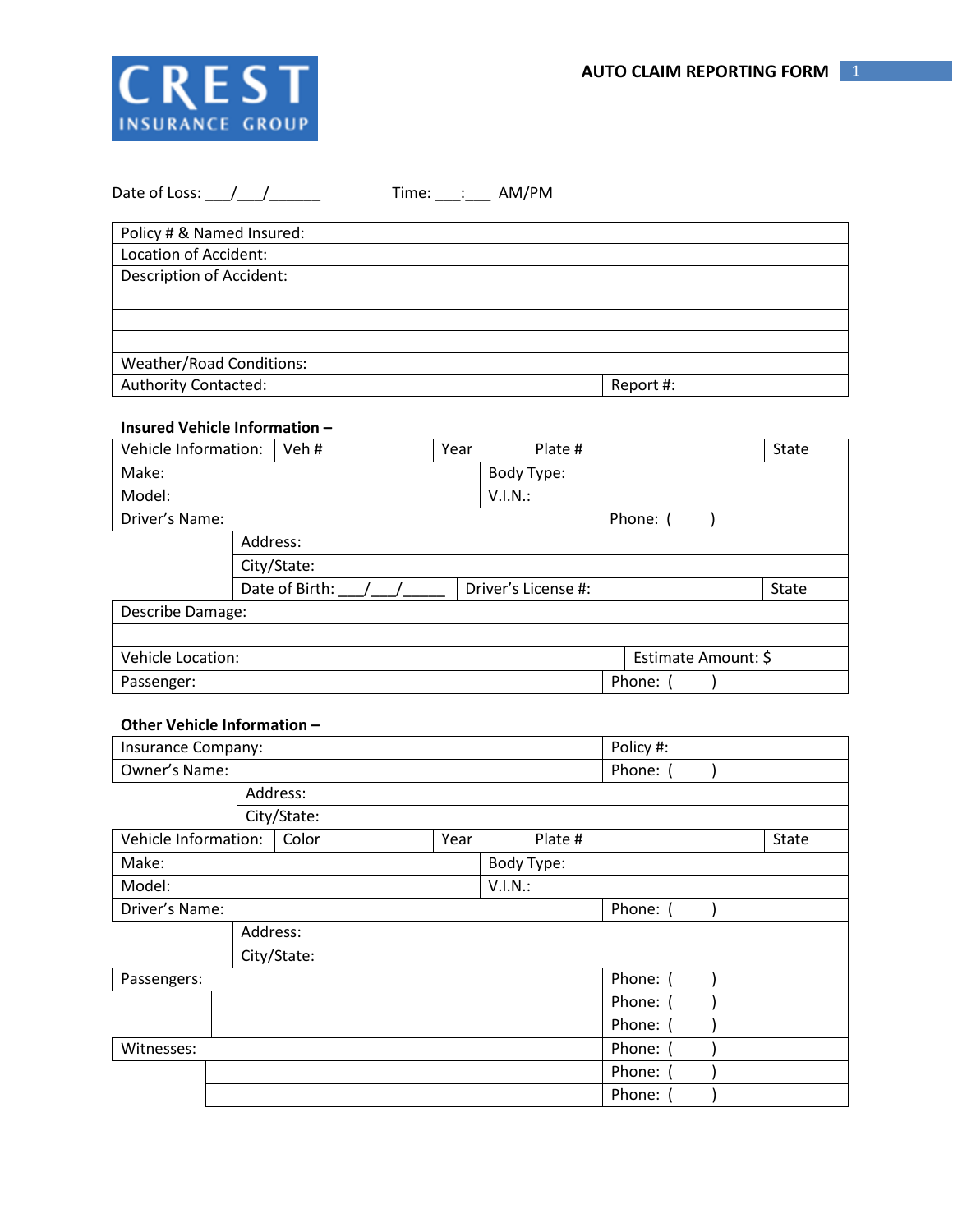CREST INSURANCE GROUP

# AUTO CLAIM REPORTING FORM

Date of Loss: ___/___/______ Time: ___:___ AM/PM

| | |
|---|---|
| Policy # & Named Insured: | |
| Location of Accident: | |
| Description of Accident: | |
| | |
| | |
| | |
| Weather/Road Conditions: | |
| Authority Contacted: | Report #: |

**Insured Vehicle Information –**

| | | | | |
|---|---|---|---|---|
| Vehicle Information: | Veh # | Year | Plate # | State |
| Make: | | Body Type: | | |
| Model: | | V.I.N.: | | |
| Driver's Name: | | | Phone: ( ) | |
| | Address: | | | |
| | City/State: | | | |
| | Date of Birth: ___/___/_____ | Driver's License #: | | State |
| Describe Damage: | | | | |
| | | | | |
| Vehicle Location: | | | Estimate Amount: $ | |
| Passenger: | | | Phone: ( ) | |

**Other Vehicle Information –**

| | | | | |
|---|---|---|---|---|
| Insurance Company: | | | Policy #: | |
| Owner's Name: | | | Phone: ( ) | |
| | Address: | | | |
| | City/State: | | | |
| Vehicle Information: | Color | Year | Plate # | State |
| Make: | | Body Type: | | |
| Model: | | V.I.N.: | | |
| Driver's Name: | | | Phone: ( ) | |
| | Address: | | | |
| | City/State: | | | |
| Passengers: | | | Phone: ( ) | |
| | | | Phone: ( ) | |
| | | | Phone: ( ) | |
| Witnesses: | | | Phone: ( ) | |
| | | | Phone: ( ) | |
| | | | Phone: ( ) | |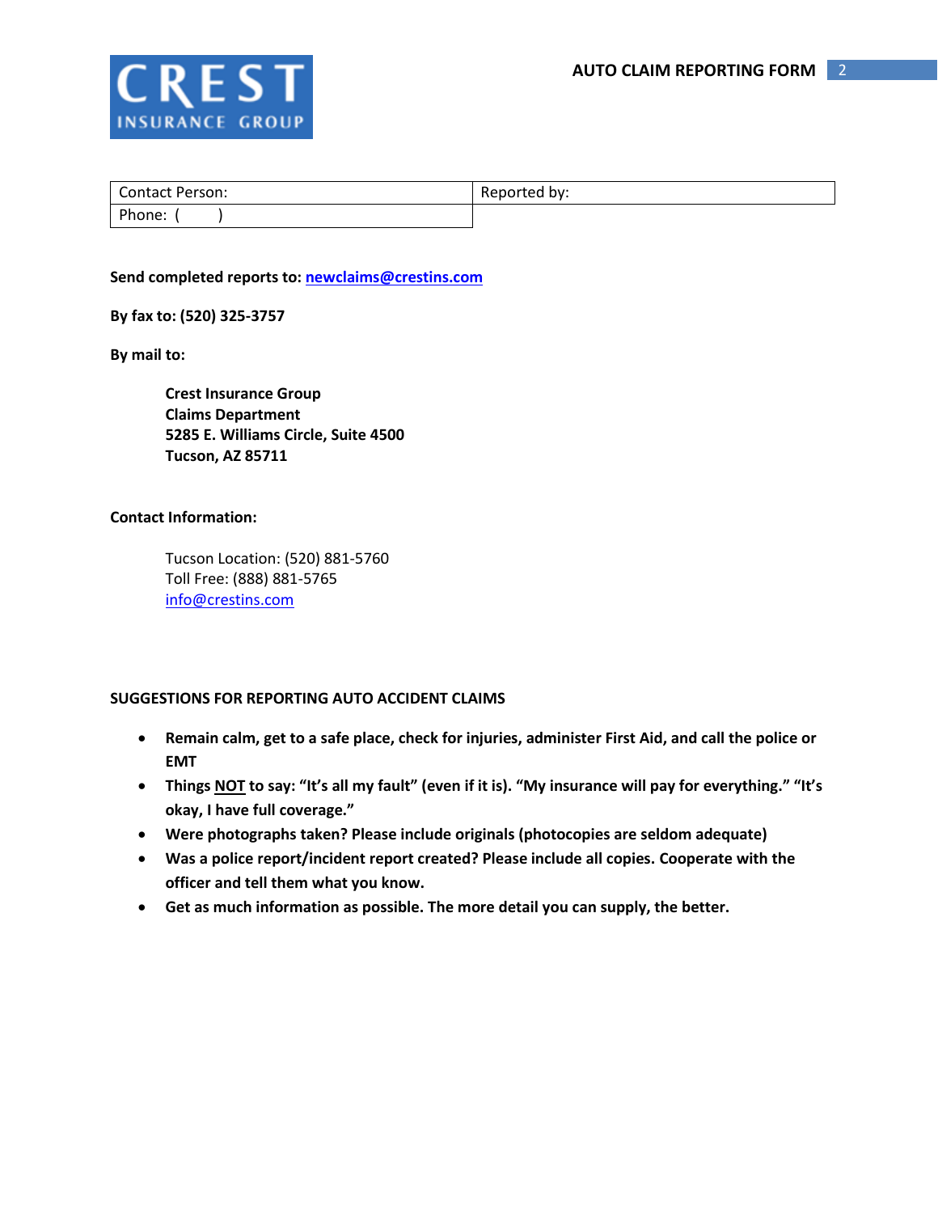CREST
INSURANCE GROUP

| | |
|---|---|
| Contact Person: | Reported by: |
| Phone: (      ) | |

**Send completed reports to: newclaims@crestins.com**

**By fax to: (520) 325-3757**

**By mail to:**

**Crest Insurance Group**
**Claims Department**
**5285 E. Williams Circle, Suite 4500**
**Tucson, AZ 85711**

**Contact Information:**

Tucson Location: (520) 881-5760
Toll Free: (888) 881-5765
info@crestins.com

**SUGGESTIONS FOR REPORTING AUTO ACCIDENT CLAIMS**

- **Remain calm, get to a safe place, check for injuries, administer First Aid, and call the police or EMT**
- **Things NOT to say: "It's all my fault" (even if it is). "My insurance will pay for everything." "It's okay, I have full coverage."**
- **Were photographs taken? Please include originals (photocopies are seldom adequate)**
- **Was a police report/incident report created? Please include all copies. Cooperate with the officer and tell them what you know.**
- **Get as much information as possible. The more detail you can supply, the better.**